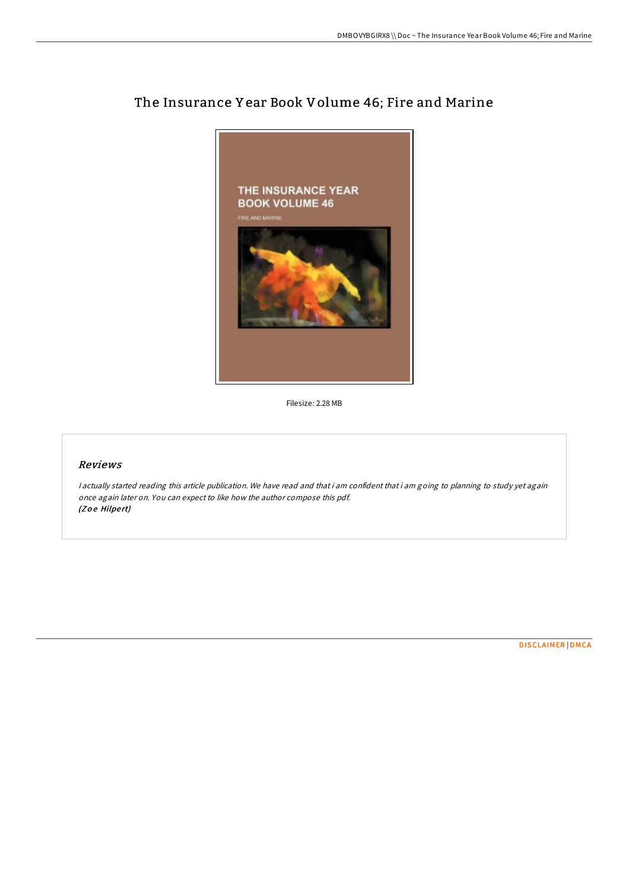# The Insurance Year Book Volume 46; Fire and Marine

Filesize: 2.28 MB

## *Reviews*

*I actually started reading this article publication. We have read and that i am confident that i am going to planning to study yet again once again later on. You can expect to like how the author compose this pdf.*
*(Zoe Hilpert)*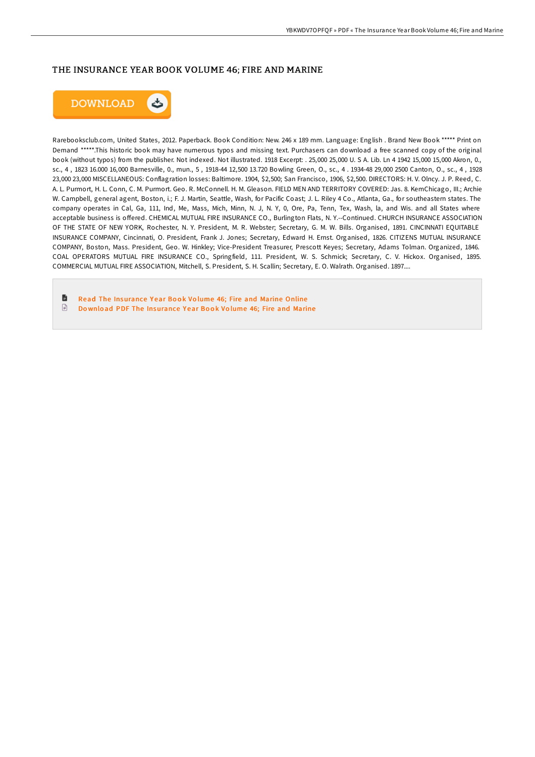# THE INSURANCE YEAR BOOK VOLUME 46; FIRE AND MARINE

DOWNLOAD

Rarebooksclub.com, United States, 2012. Paperback. Book Condition: New. 246 x 189 mm. Language: English . Brand New Book ***** Print on Demand *****.This historic book may have numerous typos and missing text. Purchasers can download a free scanned copy of the original book (without typos) from the publisher. Not indexed. Not illustrated. 1918 Excerpt: . 25,000 25,000 U. S A. Lib. Ln 4 1942 15,000 15,000 Akron, 0., sc., 4 , 1823 16.000 16,000 Barnesville, 0., mun., 5 , 1918-44 12,500 13.720 Bowling Green, O., sc., 4 . 1934-48 29,000 2500 Canton, O., sc., 4 , 1928 23,000 23,000 MISCELLANEOUS: Conflagration losses: Baltimore. 1904, $2,500; San Francisco, 1906, $2,500. DIRECTORS: H. V. Olncy. J. P. Reed, C. A. L. Purmort, H. L. Conn, C. M. Purmort. Geo. R. McConnell. H. M. Gleason. FIELD MEN AND TERRITORY COVERED: Jas. 8. KemChicago, Ill.; Archie W. Campbell, general agent, Boston, i.; F. J. Martin, Seattle, Wash, for Pacific Coast; J. L. Riley 4 Co., Atlanta, Ga., for southeastern states. The company operates in Cal, Ga, 111, Ind, Me, Mass, Mich, Minn, N. J, N. Y, 0, Ore, Pa, Tenn, Tex, Wash, la, and Wis. and all States where acceptable business is offered. CHEMICAL MUTUAL FIRE INSURANCE CO., Burlington Flats, N. Y.--Continued. CHURCH INSURANCE ASSOCIATION OF THE STATE OF NEW YORK, Rochester, N. Y. President, M. R. Webster; Secretary, G. M. W. Bills. Organised, 1891. CINCINNATI EQUITABLE INSURANCE COMPANY, Cincinnati, O. President, Frank J. Jones; Secretary, Edward H. Ernst. Organised, 1826. CITIZENS MUTUAL INSURANCE COMPANY, Boston, Mass. President, Geo. W. Hinkley; Vice-President Treasurer, Prescott Keyes; Secretary, Adams Tolman. Organized, 1846. COAL OPERATORS MUTUAL FIRE INSURANCE CO., Springfield, 111. President, W. S. Schmick; Secretary, C. V. Hickox. Organised, 1895. COMMERCIAL MUTUAL FIRE ASSOCIATION, Mitchell, S. President, S. H. Scallin; Secretary, E. O. Walrath. Organised. 1897....

- Read The Insurance Year Book Volume 46; Fire and Marine Online
- Download PDF The Insurance Year Book Volume 46; Fire and Marine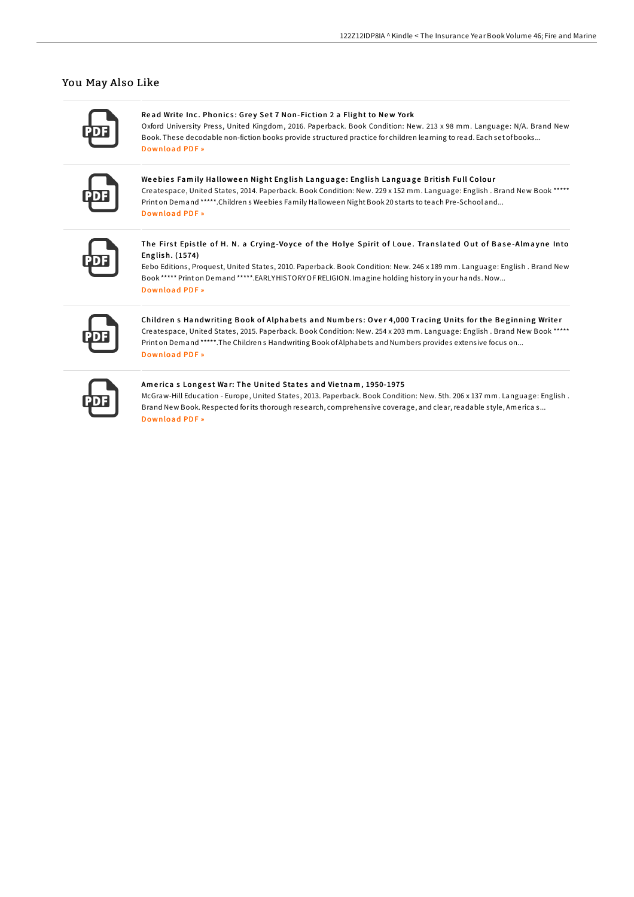## You May Also Like

**Read Write Inc. Phonics: Grey Set 7 Non-Fiction 2 a Flight to New York**

Oxford University Press, United Kingdom, 2016. Paperback. Book Condition: New. 213 x 98 mm. Language: N/A. Brand New Book. These decodable non-fiction books provide structured practice for children learning to read. Each set of books...

Download PDF »

**Weebies Family Halloween Night English Language: English Language British Full Colour**

Createspace, United States, 2014. Paperback. Book Condition: New. 229 x 152 mm. Language: English . Brand New Book ***** Print on Demand *****.Children s Weebies Family Halloween Night Book 20 starts to teach Pre-School and...

Download PDF »

**The First Epistle of H. N. a Crying-Voyce of the Holye Spirit of Loue. Translated Out of Base-Almayne Into English. (1574)**

Eebo Editions, Proquest, United States, 2010. Paperback. Book Condition: New. 246 x 189 mm. Language: English . Brand New Book ***** Print on Demand *****.EARLY HISTORY OF RELIGION. Imagine holding history in your hands. Now...

Download PDF »

**Children s Handwriting Book of Alphabets and Numbers: Over 4,000 Tracing Units for the Beginning Writer**

Createspace, United States, 2015. Paperback. Book Condition: New. 254 x 203 mm. Language: English . Brand New Book ***** Print on Demand *****.The Children s Handwriting Book of Alphabets and Numbers provides extensive focus on...

Download PDF »

**America s Longest War: The United States and Vietnam, 1950-1975**

McGraw-Hill Education - Europe, United States, 2013. Paperback. Book Condition: New. 5th. 206 x 137 mm. Language: English . Brand New Book. Respected for its thorough research, comprehensive coverage, and clear, readable style, America s...

Download PDF »